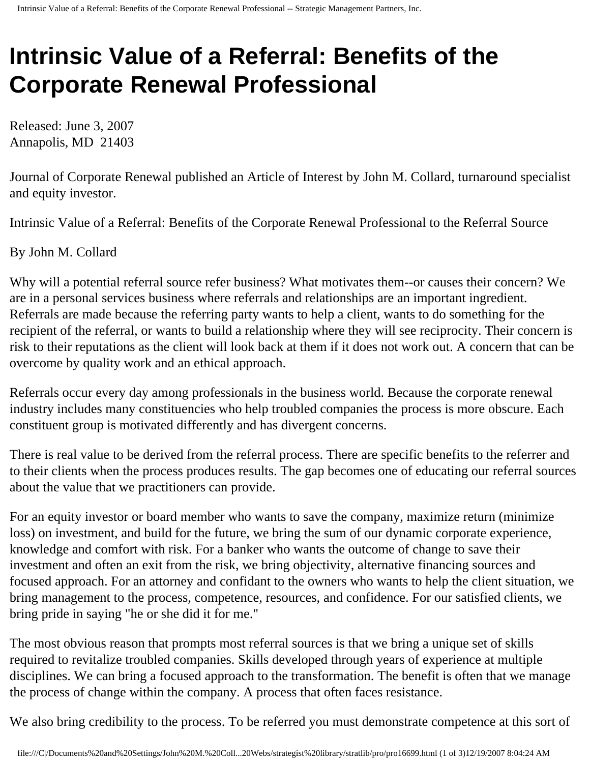# Intrinsic Value of a Referral: Benefits of the Corporate Renewal Professional

Released: June 3, 2007
Annapolis, MD 21403

Journal of Corporate Renewal published an Article of Interest by John M. Collard, turnaround specialist and equity investor.

Intrinsic Value of a Referral: Benefits of the Corporate Renewal Professional to the Referral Source

By John M. Collard

Why will a potential referral source refer business? What motivates them--or causes their concern? We are in a personal services business where referrals and relationships are an important ingredient. Referrals are made because the referring party wants to help a client, wants to do something for the recipient of the referral, or wants to build a relationship where they will see reciprocity. Their concern is risk to their reputations as the client will look back at them if it does not work out. A concern that can be overcome by quality work and an ethical approach.

Referrals occur every day among professionals in the business world. Because the corporate renewal industry includes many constituencies who help troubled companies the process is more obscure. Each constituent group is motivated differently and has divergent concerns.

There is real value to be derived from the referral process. There are specific benefits to the referrer and to their clients when the process produces results. The gap becomes one of educating our referral sources about the value that we practitioners can provide.

For an equity investor or board member who wants to save the company, maximize return (minimize loss) on investment, and build for the future, we bring the sum of our dynamic corporate experience, knowledge and comfort with risk. For a banker who wants the outcome of change to save their investment and often an exit from the risk, we bring objectivity, alternative financing sources and focused approach. For an attorney and confidant to the owners who wants to help the client situation, we bring management to the process, competence, resources, and confidence. For our satisfied clients, we bring pride in saying "he or she did it for me."

The most obvious reason that prompts most referral sources is that we bring a unique set of skills required to revitalize troubled companies. Skills developed through years of experience at multiple disciplines. We can bring a focused approach to the transformation. The benefit is often that we manage the process of change within the company. A process that often faces resistance.

We also bring credibility to the process. To be referred you must demonstrate competence at this sort of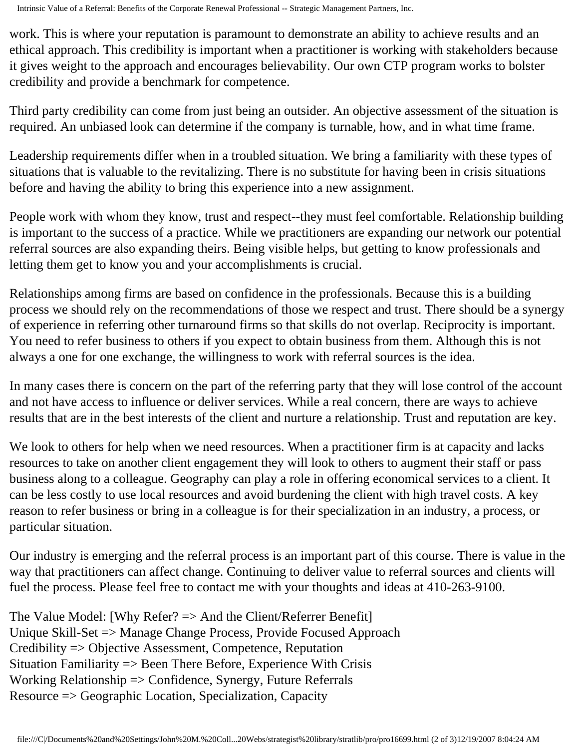work. This is where your reputation is paramount to demonstrate an ability to achieve results and an ethical approach. This credibility is important when a practitioner is working with stakeholders because it gives weight to the approach and encourages believability. Our own CTP program works to bolster credibility and provide a benchmark for competence.

Third party credibility can come from just being an outsider. An objective assessment of the situation is required. An unbiased look can determine if the company is turnable, how, and in what time frame.

Leadership requirements differ when in a troubled situation. We bring a familiarity with these types of situations that is valuable to the revitalizing. There is no substitute for having been in crisis situations before and having the ability to bring this experience into a new assignment.

People work with whom they know, trust and respect--they must feel comfortable. Relationship building is important to the success of a practice. While we practitioners are expanding our network our potential referral sources are also expanding theirs. Being visible helps, but getting to know professionals and letting them get to know you and your accomplishments is crucial.

Relationships among firms are based on confidence in the professionals. Because this is a building process we should rely on the recommendations of those we respect and trust. There should be a synergy of experience in referring other turnaround firms so that skills do not overlap. Reciprocity is important. You need to refer business to others if you expect to obtain business from them. Although this is not always a one for one exchange, the willingness to work with referral sources is the idea.

In many cases there is concern on the part of the referring party that they will lose control of the account and not have access to influence or deliver services. While a real concern, there are ways to achieve results that are in the best interests of the client and nurture a relationship. Trust and reputation are key.

We look to others for help when we need resources. When a practitioner firm is at capacity and lacks resources to take on another client engagement they will look to others to augment their staff or pass business along to a colleague. Geography can play a role in offering economical services to a client. It can be less costly to use local resources and avoid burdening the client with high travel costs. A key reason to refer business or bring in a colleague is for their specialization in an industry, a process, or particular situation.

Our industry is emerging and the referral process is an important part of this course. There is value in the way that practitioners can affect change. Continuing to deliver value to referral sources and clients will fuel the process. Please feel free to contact me with your thoughts and ideas at 410-263-9100.

The Value Model: [Why Refer? => And the Client/Referrer Benefit]
Unique Skill-Set => Manage Change Process, Provide Focused Approach
Credibility => Objective Assessment, Competence, Reputation
Situation Familiarity => Been There Before, Experience With Crisis
Working Relationship => Confidence, Synergy, Future Referrals
Resource => Geographic Location, Specialization, Capacity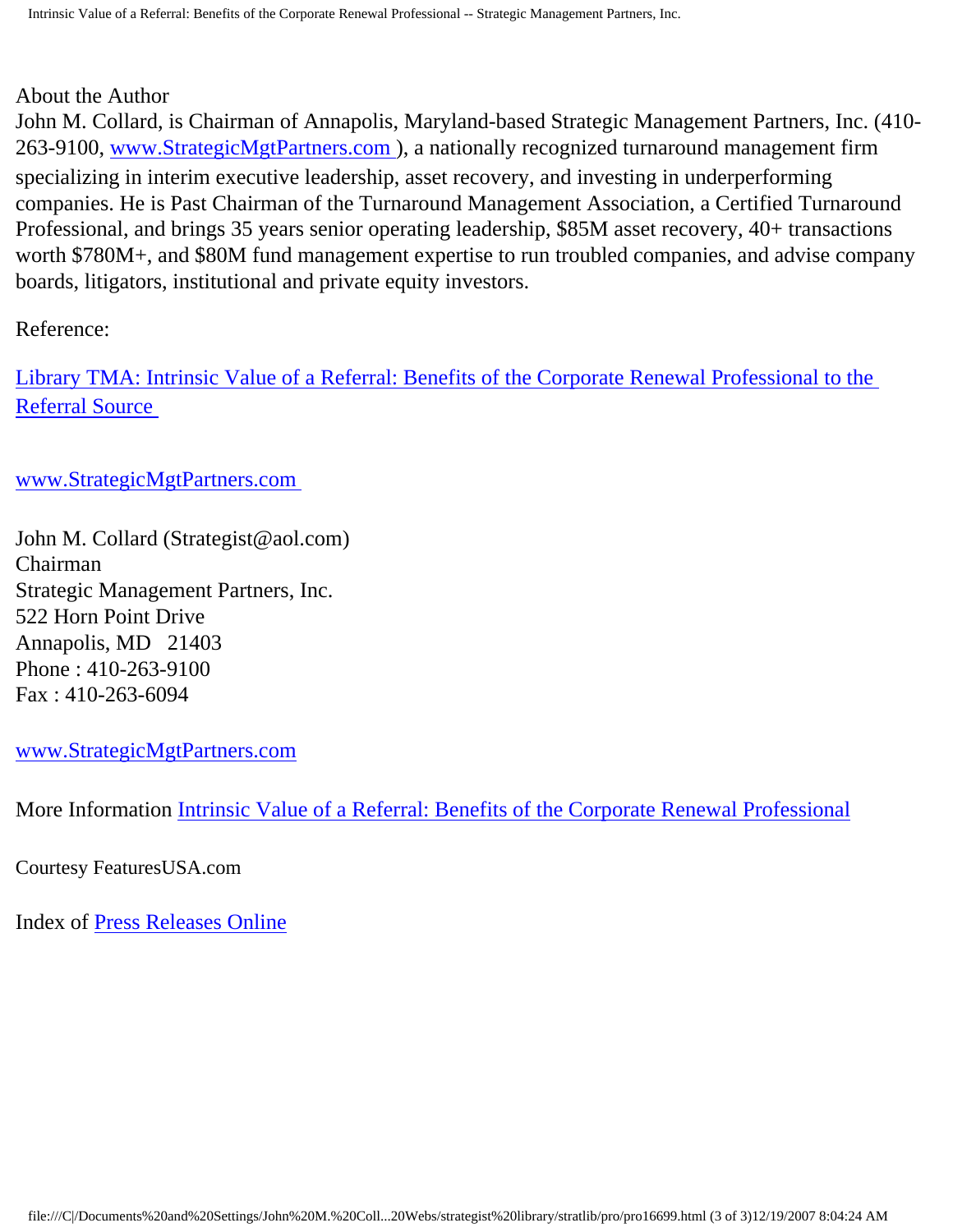About the Author

John M. Collard, is Chairman of Annapolis, Maryland-based Strategic Management Partners, Inc. (410-263-9100, [www.StrategicMgtPartners.com](www.StrategicMgtPartners.com) ), a nationally recognized turnaround management firm specializing in interim executive leadership, asset recovery, and investing in underperforming companies. He is Past Chairman of the Turnaround Management Association, a Certified Turnaround Professional, and brings 35 years senior operating leadership, $85M asset recovery, 40+ transactions worth $780M+, and $80M fund management expertise to run troubled companies, and advise company boards, litigators, institutional and private equity investors.

Reference:

[Library TMA: Intrinsic Value of a Referral: Benefits of the Corporate Renewal Professional to the Referral Source](#)

[www.StrategicMgtPartners.com](www.StrategicMgtPartners.com)

John M. Collard (Strategist@aol.com)
Chairman
Strategic Management Partners, Inc.
522 Horn Point Drive
Annapolis, MD 21403
Phone : 410-263-9100
Fax : 410-263-6094

[www.StrategicMgtPartners.com](www.StrategicMgtPartners.com)

More Information [Intrinsic Value of a Referral: Benefits of the Corporate Renewal Professional](#)

Courtesy FeaturesUSA.com

Index of [Press Releases Online](#)